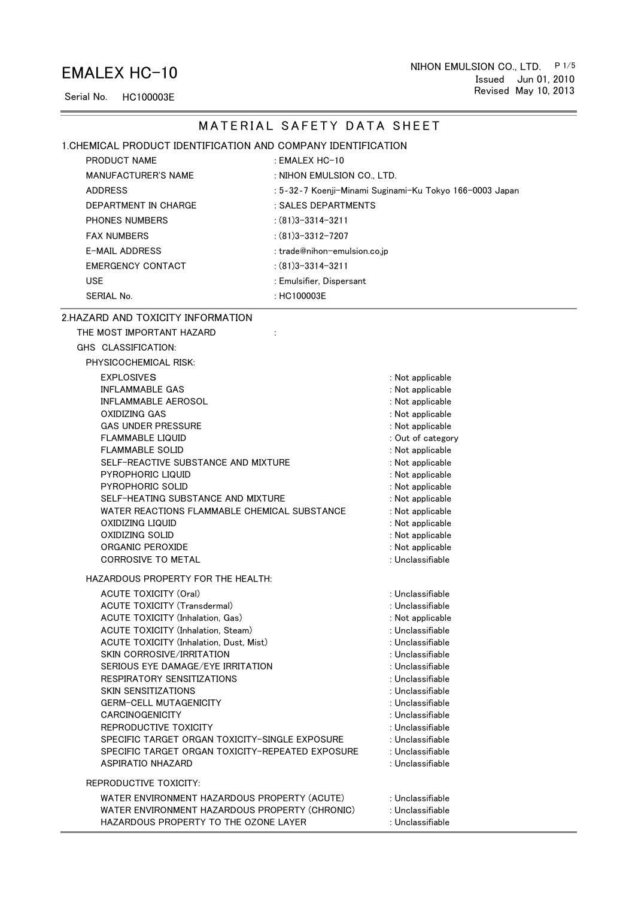# EMALEX HC-10

Serial No. HC100003E

NIHON EMULSION CO., LTD.
Issued Jun 01, 2010
Revised May 10, 2013

## MATERIAL SAFETY DATA SHEET

### 1.CHEMICAL PRODUCT IDENTIFICATION AND COMPANY IDENTIFICATION

| | |
|---|---|
| PRODUCT NAME | : EMALEX HC-10 |
| MANUFACTURER'S NAME | : NIHON EMULSION CO., LTD. |
| ADDRESS | : 5-32-7 Koenji-Minami Suginami-Ku Tokyo 166-0003 Japan |
| DEPARTMENT IN CHARGE | : SALES DEPARTMENTS |
| PHONES NUMBERS | : (81)3-3314-3211 |
| FAX NUMBERS | : (81)3-3312-7207 |
| E-MAIL ADDRESS | : trade@nihon-emulsion.co.jp |
| EMERGENCY CONTACT | : (81)3-3314-3211 |
| USE | : Emulsifier, Dispersant |
| SERIAL No. | : HC100003E |

### 2.HAZARD AND TOXICITY INFORMATION

THE MOST IMPORTANT HAZARD :

GHS CLASSIFICATION:

PHYSICOCHEMICAL RISK:

| | |
|---|---|
| EXPLOSIVES | : Not applicable |
| INFLAMMABLE GAS | : Not applicable |
| INFLAMMABLE AEROSOL | : Not applicable |
| OXIDIZING GAS | : Not applicable |
| GAS UNDER PRESSURE | : Not applicable |
| FLAMMABLE LIQUID | : Out of category |
| FLAMMABLE SOLID | : Not applicable |
| SELF-REACTIVE SUBSTANCE AND MIXTURE | : Not applicable |
| PYROPHORIC LIQUID | : Not applicable |
| PYROPHORIC SOLID | : Not applicable |
| SELF-HEATING SUBSTANCE AND MIXTURE | : Not applicable |
| WATER REACTIONS FLAMMABLE CHEMICAL SUBSTANCE | : Not applicable |
| OXIDIZING LIQUID | : Not applicable |
| OXIDIZING SOLID | : Not applicable |
| ORGANIC PEROXIDE | : Not applicable |
| CORROSIVE TO METAL | : Unclassifiable |

HAZARDOUS PROPERTY FOR THE HEALTH:

| | |
|---|---|
| ACUTE TOXICITY (Oral) | : Unclassifiable |
| ACUTE TOXICITY (Transdermal) | : Unclassifiable |
| ACUTE TOXICITY (Inhalation, Gas) | : Not applicable |
| ACUTE TOXICITY (Inhalation, Steam) | : Unclassifiable |
| ACUTE TOXICITY (Inhalation, Dust, Mist) | : Unclassifiable |
| SKIN CORROSIVE/IRRITATION | : Unclassifiable |
| SERIOUS EYE DAMAGE/EYE IRRITATION | : Unclassifiable |
| RESPIRATORY SENSITIZATIONS | : Unclassifiable |
| SKIN SENSITIZATIONS | : Unclassifiable |
| GERM-CELL MUTAGENICITY | : Unclassifiable |
| CARCINOGENICITY | : Unclassifiable |
| REPRODUCTIVE TOXICITY | : Unclassifiable |
| SPECIFIC TARGET ORGAN TOXICITY-SINGLE EXPOSURE | : Unclassifiable |
| SPECIFIC TARGET ORGAN TOXICITY-REPEATED EXPOSURE | : Unclassifiable |
| ASPIRATIO NHAZARD | : Unclassifiable |

REPRODUCTIVE TOXICITY:

| | |
|---|---|
| WATER ENVIRONMENT HAZARDOUS PROPERTY (ACUTE) | : Unclassifiable |
| WATER ENVIRONMENT HAZARDOUS PROPERTY (CHRONIC) | : Unclassifiable |
| HAZARDOUS PROPERTY TO THE OZONE LAYER | : Unclassifiable |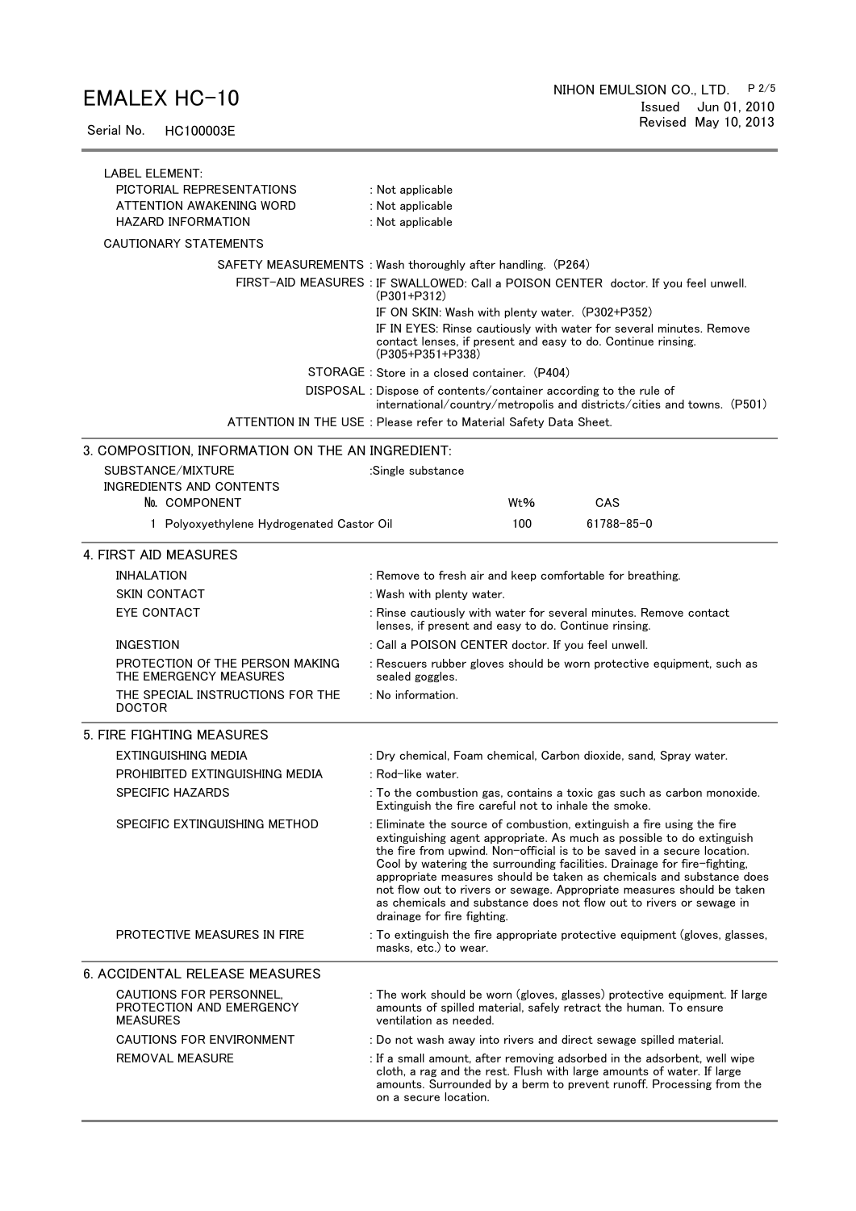LABEL ELEMENT:

| | |
|---|---|
| PICTORIAL REPRESENTATIONS | : Not applicable |
| ATTENTION AWAKENING WORD | : Not applicable |
| HAZARD INFORMATION | : Not applicable |

CAUTIONARY STATEMENTS

| | |
|---|---|
| SAFETY MEASUREMENTS | : Wash thoroughly after handling. (P264) |
| FIRST-AID MEASURES | : IF SWALLOWED: Call a POISON CENTER doctor. If you feel unwell. (P301+P312)<br>IF ON SKIN: Wash with plenty water. (P302+P352)<br>IF IN EYES: Rinse cautiously with water for several minutes. Remove contact lenses, if present and easy to do. Continue rinsing. (P305+P351+P338) |
| STORAGE | : Store in a closed container. (P404) |
| DISPOSAL | : Dispose of contents/container according to the rule of international/country/metropolis and districts/cities and towns. (P501) |
| ATTENTION IN THE USE | : Please refer to Material Safety Data Sheet. |

## 3. COMPOSITION, INFORMATION ON THE AN INGREDIENT:

SUBSTANCE/MIXTURE :Single substance

INGREDIENTS AND CONTENTS

| No. | COMPONENT | Wt% | CAS |
|---|---|---|---|
| 1 | Polyoxyethylene Hydrogenated Castor Oil | 100 | 61788-85-0 |

## 4. FIRST AID MEASURES

| | |
|---|---|
| INHALATION | : Remove to fresh air and keep comfortable for breathing. |
| SKIN CONTACT | : Wash with plenty water. |
| EYE CONTACT | : Rinse cautiously with water for several minutes. Remove contact lenses, if present and easy to do. Continue rinsing. |
| INGESTION | : Call a POISON CENTER doctor. If you feel unwell. |
| PROTECTION Of THE PERSON MAKING THE EMERGENCY MEASURES | : Rescuers rubber gloves should be worn protective equipment, such as sealed goggles. |
| THE SPECIAL INSTRUCTIONS FOR THE DOCTOR | : No information. |

## 5. FIRE FIGHTING MEASURES

| | |
|---|---|
| EXTINGUISHING MEDIA | : Dry chemical, Foam chemical, Carbon dioxide, sand, Spray water. |
| PROHIBITED EXTINGUISHING MEDIA | : Rod-like water. |
| SPECIFIC HAZARDS | : To the combustion gas, contains a toxic gas such as carbon monoxide. Extinguish the fire careful not to inhale the smoke. |
| SPECIFIC EXTINGUISHING METHOD | : Eliminate the source of combustion, extinguish a fire using the fire extinguishing agent appropriate. As much as possible to do extinguish the fire from upwind. Non-official is to be saved in a secure location. Cool by watering the surrounding facilities. Drainage for fire-fighting, appropriate measures should be taken as chemicals and substance does not flow out to rivers or sewage. Appropriate measures should be taken as chemicals and substance does not flow out to rivers or sewage in drainage for fire fighting. |
| PROTECTIVE MEASURES IN FIRE | : To extinguish the fire appropriate protective equipment (gloves, glasses, masks, etc.) to wear. |

## 6. ACCIDENTAL RELEASE MEASURES

| | |
|---|---|
| CAUTIONS FOR PERSONNEL, PROTECTION AND EMERGENCY MEASURES | : The work should be worn (gloves, glasses) protective equipment. If large amounts of spilled material, safely retract the human. To ensure ventilation as needed. |
| CAUTIONS FOR ENVIRONMENT | : Do not wash away into rivers and direct sewage spilled material. |
| REMOVAL MEASURE | : If a small amount, after removing adsorbed in the adsorbent, well wipe cloth, a rag and the rest. Flush with large amounts of water. If large amounts. Surrounded by a berm to prevent runoff. Processing from the on a secure location. |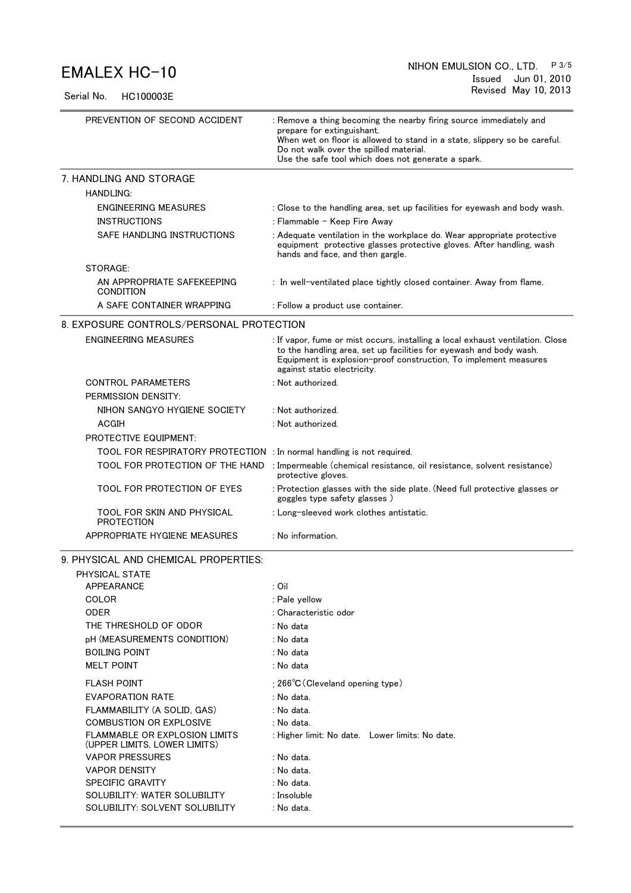| | |
|---|---|
| PREVENTION OF SECOND ACCIDENT | : Remove a thing becoming the nearby firing source immediately and prepare for extinguishant. When wet on floor is allowed to stand in a state, slippery so be careful. Do not walk over the spilled material. Use the safe tool which does not generate a spark. |

## 7. HANDLING AND STORAGE

| | |
|---|---|
| HANDLING: | |
| ENGINEERING MEASURES | : Close to the handling area, set up facilities for eyewash and body wash. |
| INSTRUCTIONS | : Flammable – Keep Fire Away |
| SAFE HANDLING INSTRUCTIONS | : Adequate ventilation in the workplace do. Wear appropriate protective equipment protective glasses protective gloves. After handling, wash hands and face, and then gargle. |
| STORAGE: | |
| AN APPROPRIATE SAFEKEEPING CONDITION | : In well-ventilated place tightly closed container. Away from flame. |
| A SAFE CONTAINER WRAPPING | : Follow a product use container. |

## 8. EXPOSURE CONTROLS/PERSONAL PROTECTION

| | |
|---|---|
| ENGINEERING MEASURES | : If vapor, fume or mist occurs, installing a local exhaust ventilation. Close to the handling area, set up facilities for eyewash and body wash. Equipment is explosion-proof construction, To implement measures against static electricity. |
| CONTROL PARAMETERS | : Not authorized. |
| PERMISSION DENSITY: | |
| NIHON SANGYO HYGIENE SOCIETY | : Not authorized. |
| ACGIH | : Not authorized. |
| PROTECTIVE EQUIPMENT: | |
| TOOL FOR RESPIRATORY PROTECTION | : In normal handling is not required. |
| TOOL FOR PROTECTION OF THE HAND | : Impermeable (chemical resistance, oil resistance, solvent resistance) protective gloves. |
| TOOL FOR PROTECTION OF EYES | : Protection glasses with the side plate. (Need full protective glasses or goggles type safety glasses ) |
| TOOL FOR SKIN AND PHYSICAL PROTECTION | : Long-sleeved work clothes antistatic. |
| APPROPRIATE HYGIENE MEASURES | : No information. |

## 9. PHYSICAL AND CHEMICAL PROPERTIES:

| | |
|---|---|
| PHYSICAL STATE | |
| APPEARANCE | : Oil |
| COLOR | : Pale yellow |
| ODER | : Characteristic odor |
| THE THRESHOLD OF ODOR | : No data |
| pH (MEASUREMENTS CONDITION) | : No data |
| BOILING POINT | : No data |
| MELT POINT | : No data |
| FLASH POINT | : 266℃ (Cleveland opening type) |
| EVAPORATION RATE | : No data. |
| FLAMMABILITY (A SOLID, GAS) | : No data. |
| COMBUSTION OR EXPLOSIVE | : No data. |
| FLAMMABLE OR EXPLOSION LIMITS (UPPER LIMITS, LOWER LIMITS) | : Higher limit: No date. Lower limits: No date. |
| VAPOR PRESSURES | : No data. |
| VAPOR DENSITY | : No data. |
| SPECIFIC GRAVITY | : No data. |
| SOLUBILITY: WATER SOLUBILITY | : Insoluble |
| SOLUBILITY: SOLVENT SOLUBILITY | : No data. |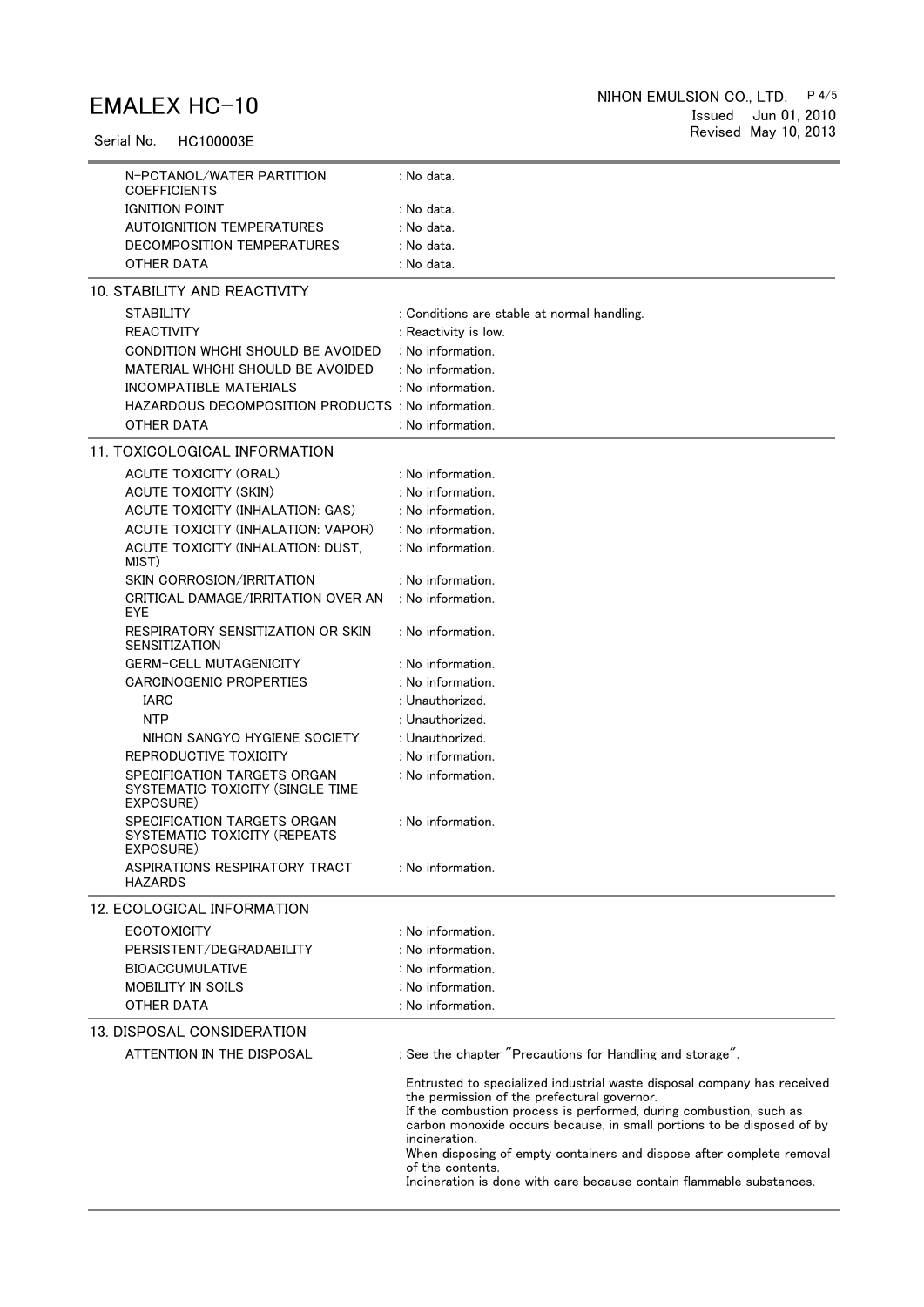| | |
|---|---|
| N-PCTANOL/WATER PARTITION COEFFICIENTS | : No data. |
| IGNITION POINT | : No data. |
| AUTOIGNITION TEMPERATURES | : No data. |
| DECOMPOSITION TEMPERATURES | : No data. |
| OTHER DATA | : No data. |

## 10. STABILITY AND REACTIVITY

| | |
|---|---|
| STABILITY | : Conditions are stable at normal handling. |
| REACTIVITY | : Reactivity is low. |
| CONDITION WHCHI SHOULD BE AVOIDED | : No information. |
| MATERIAL WHCHI SHOULD BE AVOIDED | : No information. |
| INCOMPATIBLE MATERIALS | : No information. |
| HAZARDOUS DECOMPOSITION PRODUCTS | : No information. |
| OTHER DATA | : No information. |

## 11. TOXICOLOGICAL INFORMATION

| | |
|---|---|
| ACUTE TOXICITY (ORAL) | : No information. |
| ACUTE TOXICITY (SKIN) | : No information. |
| ACUTE TOXICITY (INHALATION: GAS) | : No information. |
| ACUTE TOXICITY (INHALATION: VAPOR) | : No information. |
| ACUTE TOXICITY (INHALATION: DUST, MIST) | : No information. |
| SKIN CORROSION/IRRITATION | : No information. |
| CRITICAL DAMAGE/IRRITATION OVER AN EYE | : No information. |
| RESPIRATORY SENSITIZATION OR SKIN SENSITIZATION | : No information. |
| GERM-CELL MUTAGENICITY | : No information. |
| CARCINOGENIC PROPERTIES | : No information. |
| IARC | : Unauthorized. |
| NTP | : Unauthorized. |
| NIHON SANGYO HYGIENE SOCIETY | : Unauthorized. |
| REPRODUCTIVE TOXICITY | : No information. |
| SPECIFICATION TARGETS ORGAN SYSTEMATIC TOXICITY (SINGLE TIME EXPOSURE) | : No information. |
| SPECIFICATION TARGETS ORGAN SYSTEMATIC TOXICITY (REPEATS EXPOSURE) | : No information. |
| ASPIRATIONS RESPIRATORY TRACT HAZARDS | : No information. |

## 12. ECOLOGICAL INFORMATION

| | |
|---|---|
| ECOTOXICITY | : No information. |
| PERSISTENT/DEGRADABILITY | : No information. |
| BIOACCUMULATIVE | : No information. |
| MOBILITY IN SOILS | : No information. |
| OTHER DATA | : No information. |

## 13. DISPOSAL CONSIDERATION

ATTENTION IN THE DISPOSAL : See the chapter "Precautions for Handling and storage".

Entrusted to specialized industrial waste disposal company has received the permission of the prefectural governor.
If the combustion process is performed, during combustion, such as carbon monoxide occurs because, in small portions to be disposed of by incineration.
When disposing of empty containers and dispose after complete removal of the contents.
Incineration is done with care because contain flammable substances.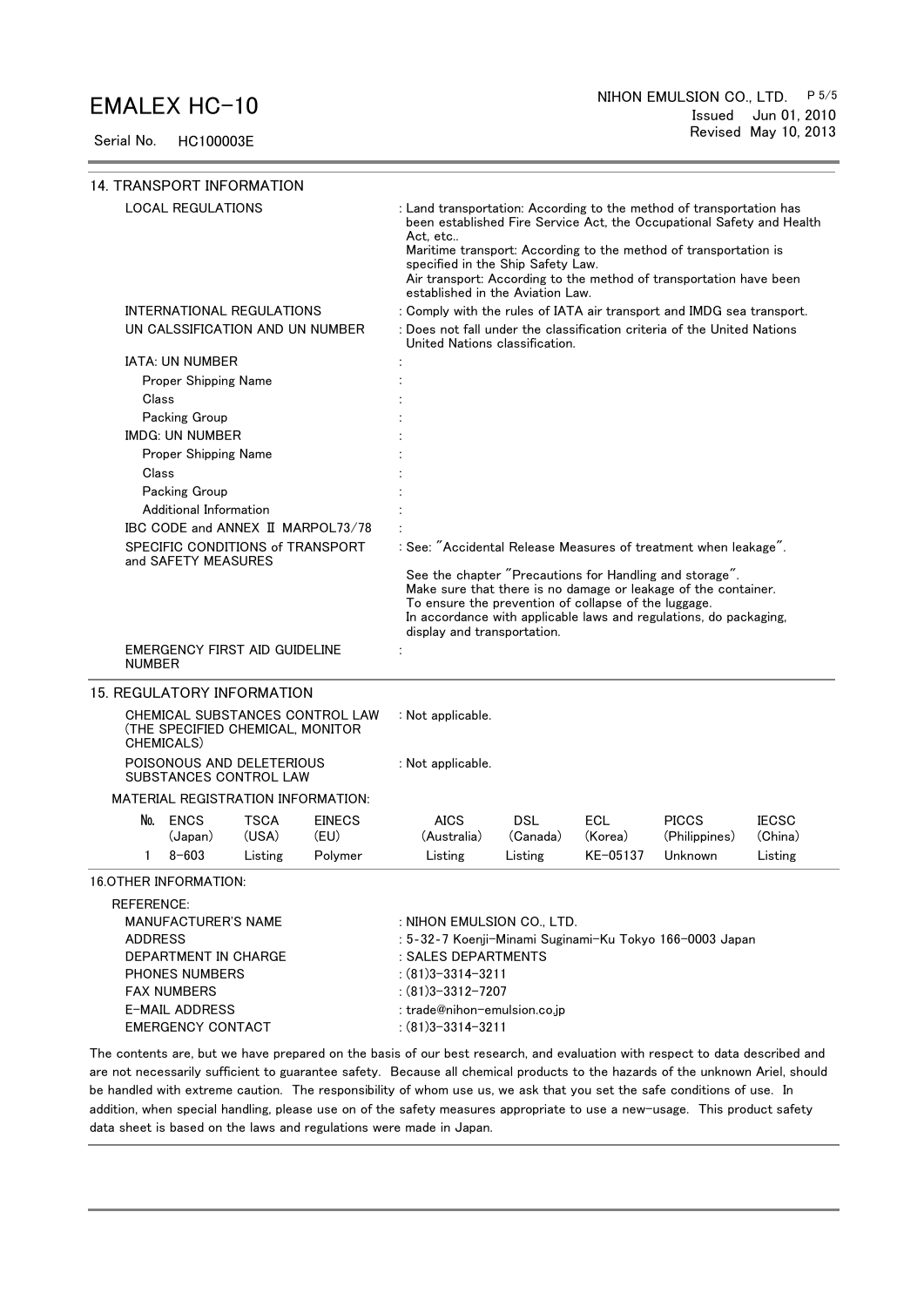## 14. TRANSPORT INFORMATION

| | |
|---|---|
| LOCAL REGULATIONS | : Land transportation: According to the method of transportation has been established Fire Service Act, the Occupational Safety and Health Act, etc.. Maritime transport: According to the method of transportation is specified in the Ship Safety Law. Air transport: According to the method of transportation have been established in the Aviation Law. |
| INTERNATIONAL REGULATIONS | : Comply with the rules of IATA air transport and IMDG sea transport. |
| UN CALSSIFICATION AND UN NUMBER | : Does not fall under the classification criteria of the United Nations United Nations classification. |
| IATA: UN NUMBER | : |
| Proper Shipping Name | : |
| Class | : |
| Packing Group | : |
| IMDG: UN NUMBER | : |
| Proper Shipping Name | : |
| Class | : |
| Packing Group | : |
| Additional Information | : |
| IBC CODE and ANNEX Ⅱ MARPOL73/78 | : |
| SPECIFIC CONDITIONS of TRANSPORT and SAFETY MEASURES | : See: "Accidental Release Measures of treatment when leakage". See the chapter "Precautions for Handling and storage". Make sure that there is no damage or leakage of the container. To ensure the prevention of collapse of the luggage. In accordance with applicable laws and regulations, do packaging, display and transportation. |
| EMERGENCY FIRST AID GUIDELINE NUMBER | : |

## 15. REGULATORY INFORMATION

| | |
|---|---|
| CHEMICAL SUBSTANCES CONTROL LAW (THE SPECIFIED CHEMICAL, MONITOR CHEMICALS) | : Not applicable. |
| POISONOUS AND DELETERIOUS SUBSTANCES CONTROL LAW | : Not applicable. |

MATERIAL REGISTRATION INFORMATION:

| No. | ENCS (Japan) | TSCA (USA) | EINECS (EU) | AICS (Australia) | DSL (Canada) | ECL (Korea) | PICCS (Philippines) | IECSC (China) |
|---|---|---|---|---|---|---|---|---|
| 1 | 8-603 | Listing | Polymer | Listing | Listing | KE-05137 | Unknown | Listing |

## 16.OTHER INFORMATION:

REFERENCE:

| | |
|---|---|
| MANUFACTURER'S NAME | : NIHON EMULSION CO., LTD. |
| ADDRESS | : 5-32-7 Koenji-Minami Suginami-Ku Tokyo 166-0003 Japan |
| DEPARTMENT IN CHARGE | : SALES DEPARTMENTS |
| PHONES NUMBERS | : (81)3-3314-3211 |
| FAX NUMBERS | : (81)3-3312-7207 |
| E-MAIL ADDRESS | : trade@nihon-emulsion.co.jp |
| EMERGENCY CONTACT | : (81)3-3314-3211 |

The contents are, but we have prepared on the basis of our best research, and evaluation with respect to data described and are not necessarily sufficient to guarantee safety. Because all chemical products to the hazards of the unknown Ariel, should be handled with extreme caution. The responsibility of whom use us, we ask that you set the safe conditions of use. In addition, when special handling, please use on of the safety measures appropriate to use a new-usage. This product safety data sheet is based on the laws and regulations were made in Japan.